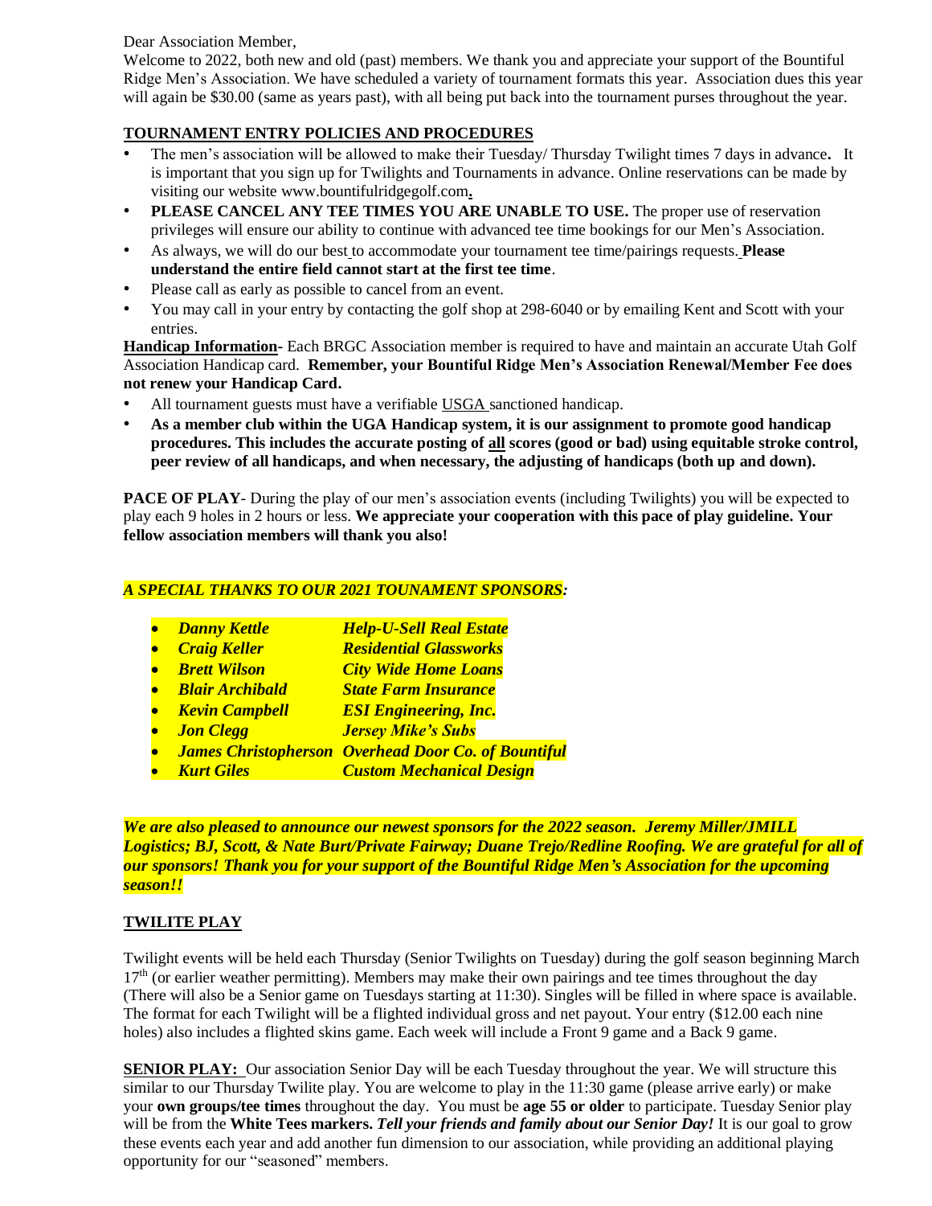Dear Association Member,

Welcome to 2022, both new and old (past) members. We thank you and appreciate your support of the Bountiful Ridge Men's Association. We have scheduled a variety of tournament formats this year. Association dues this year will again be $30.00 (same as years past), with all being put back into the tournament purses throughout the year.

## TOURNAMENT ENTRY POLICIES AND PROCEDURES

- The men's association will be allowed to make their Tuesday/ Thursday Twilight times 7 days in advance**.** It is important that you sign up for Twilights and Tournaments in advance. Online reservations can be made by visiting our website www.bountifulridgegolf.com**.**
- **PLEASE CANCEL ANY TEE TIMES YOU ARE UNABLE TO USE.** The proper use of reservation privileges will ensure our ability to continue with advanced tee time bookings for our Men's Association.
- As always, we will do our best to accommodate your tournament tee time/pairings requests. **Please understand the entire field cannot start at the first tee time**.
- Please call as early as possible to cancel from an event.
- You may call in your entry by contacting the golf shop at 298-6040 or by emailing Kent and Scott with your entries.

**Handicap Information**- Each BRGC Association member is required to have and maintain an accurate Utah Golf Association Handicap card. **Remember, your Bountiful Ridge Men's Association Renewal/Member Fee does not renew your Handicap Card.**

- All tournament guests must have a verifiable USGA sanctioned handicap.
- **As a member club within the UGA Handicap system, it is our assignment to promote good handicap procedures. This includes the accurate posting of all scores (good or bad) using equitable stroke control, peer review of all handicaps, and when necessary, the adjusting of handicaps (both up and down).**

**PACE OF PLAY**- During the play of our men's association events (including Twilights) you will be expected to play each 9 holes in 2 hours or less. **We appreciate your cooperation with this pace of play guideline. Your fellow association members will thank you also!**

***A SPECIAL THANKS TO OUR 2021 TOUNAMENT SPONSORS:***

- ***Danny Kettle*** — ***Help-U-Sell Real Estate***
- ***Craig Keller*** — ***Residential Glassworks***
- ***Brett Wilson*** — ***City Wide Home Loans***
- ***Blair Archibald*** — ***State Farm Insurance***
- ***Kevin Campbell*** — ***ESI Engineering, Inc.***
- ***Jon Clegg*** — ***Jersey Mike's Subs***
- ***James Christopherson*** — ***Overhead Door Co. of Bountiful***
- ***Kurt Giles*** — ***Custom Mechanical Design***

***We are also pleased to announce our newest sponsors for the 2022 season. Jeremy Miller/JMILL Logistics; BJ, Scott, & Nate Burt/Private Fairway; Duane Trejo/Redline Roofing. We are grateful for all of our sponsors! Thank you for your support of the Bountiful Ridge Men's Association for the upcoming season!!***

## TWILITE PLAY

Twilight events will be held each Thursday (Senior Twilights on Tuesday) during the golf season beginning March 17th (or earlier weather permitting). Members may make their own pairings and tee times throughout the day (There will also be a Senior game on Tuesdays starting at 11:30). Singles will be filled in where space is available. The format for each Twilight will be a flighted individual gross and net payout. Your entry ($12.00 each nine holes) also includes a flighted skins game. Each week will include a Front 9 game and a Back 9 game.

**SENIOR PLAY:** Our association Senior Day will be each Tuesday throughout the year. We will structure this similar to our Thursday Twilite play. You are welcome to play in the 11:30 game (please arrive early) or make your **own groups/tee times** throughout the day. You must be **age 55 or older** to participate. Tuesday Senior play will be from the **White Tees markers.** ***Tell your friends and family about our Senior Day!*** It is our goal to grow these events each year and add another fun dimension to our association, while providing an additional playing opportunity for our "seasoned" members.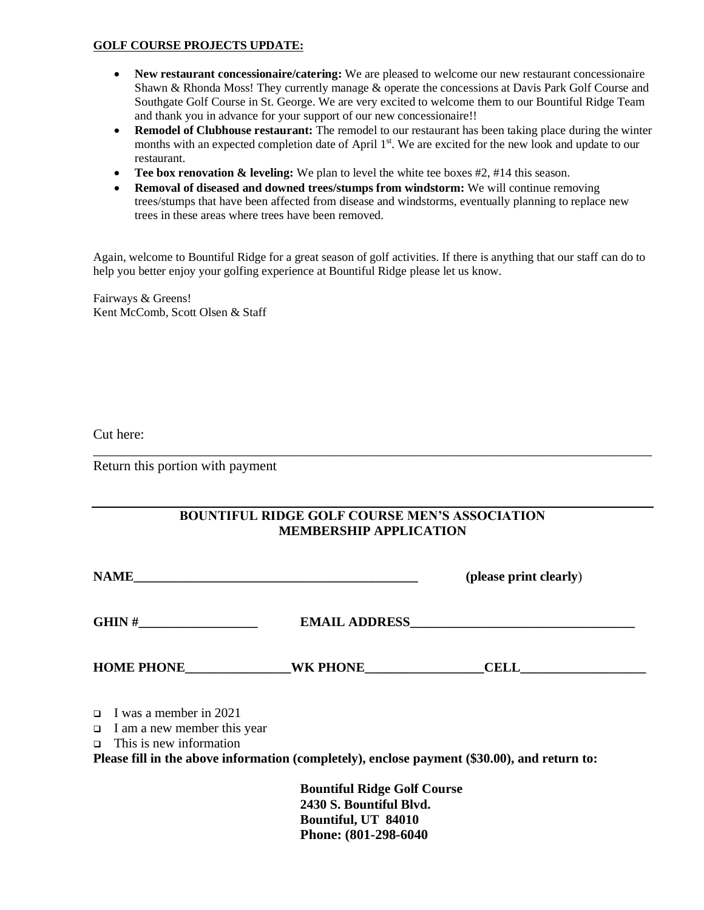**GOLF COURSE PROJECTS UPDATE:**

- **New restaurant concessionaire/catering:** We are pleased to welcome our new restaurant concessionaire Shawn & Rhonda Moss! They currently manage & operate the concessions at Davis Park Golf Course and Southgate Golf Course in St. George. We are very excited to welcome them to our Bountiful Ridge Team and thank you in advance for your support of our new concessionaire!!
- **Remodel of Clubhouse restaurant:** The remodel to our restaurant has been taking place during the winter months with an expected completion date of April 1st. We are excited for the new look and update to our restaurant.
- **Tee box renovation & leveling:** We plan to level the white tee boxes #2, #14 this season.
- **Removal of diseased and downed trees/stumps from windstorm:** We will continue removing trees/stumps that have been affected from disease and windstorms, eventually planning to replace new trees in these areas where trees have been removed.

Again, welcome to Bountiful Ridge for a great season of golf activities. If there is anything that our staff can do to help you better enjoy your golfing experience at Bountiful Ridge please let us know.

Fairways & Greens!
Kent McComb, Scott Olsen & Staff

Cut here:

---

Return this portion with payment

---

**BOUNTIFUL RIDGE GOLF COURSE MEN'S ASSOCIATION**
**MEMBERSHIP APPLICATION**

**NAME**\_\_\_\_\_\_\_\_\_\_\_\_\_\_\_\_\_\_\_\_\_\_\_\_\_\_\_\_\_\_\_\_\_\_\_\_\_\_\_\_\_\_\_\_ **(please print clearly)**

**GHIN #**\_\_\_\_\_\_\_\_\_\_\_\_\_\_\_\_\_\_ **EMAIL ADDRESS**\_\_\_\_\_\_\_\_\_\_\_\_\_\_\_\_\_\_\_\_\_\_\_\_\_\_\_\_\_\_\_\_\_\_\_

**HOME PHONE**\_\_\_\_\_\_\_\_\_\_\_\_\_\_\_\_**WK PHONE**\_\_\_\_\_\_\_\_\_\_\_\_\_\_\_\_\_\_**CELL**\_\_\_\_\_\_\_\_\_\_\_\_\_\_\_\_\_\_\_

- ☐ I was a member in 2021
- ☐ I am a new member this year
- ☐ This is new information

**Please fill in the above information (completely), enclose payment ($30.00), and return to:**

**Bountiful Ridge Golf Course**
**2430 S. Bountiful Blvd.**
**Bountiful, UT 84010**
**Phone: (801-298-6040**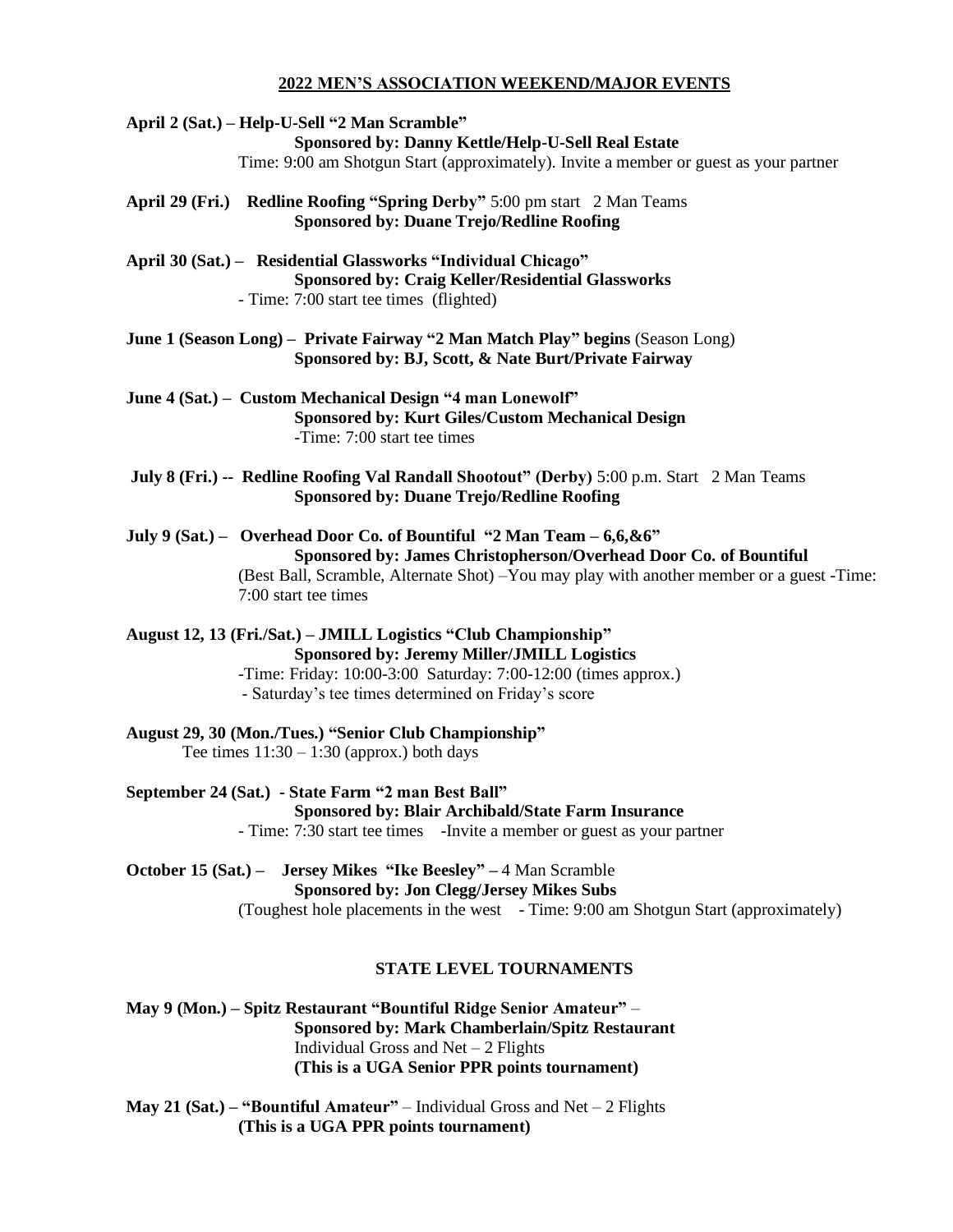## 2022 MEN'S ASSOCIATION WEEKEND/MAJOR EVENTS

**April 2 (Sat.) – Help-U-Sell "2 Man Scramble"**
**Sponsored by: Danny Kettle/Help-U-Sell Real Estate**
Time: 9:00 am Shotgun Start (approximately). Invite a member or guest as your partner

**April 29 (Fri.) Redline Roofing "Spring Derby"** 5:00 pm start 2 Man Teams
**Sponsored by: Duane Trejo/Redline Roofing**

**April 30 (Sat.) – Residential Glassworks "Individual Chicago"**
**Sponsored by: Craig Keller/Residential Glassworks**
- Time: 7:00 start tee times (flighted)

**June 1 (Season Long) – Private Fairway "2 Man Match Play" begins** (Season Long)
**Sponsored by: BJ, Scott, & Nate Burt/Private Fairway**

**June 4 (Sat.) – Custom Mechanical Design "4 man Lonewolf"**
**Sponsored by: Kurt Giles/Custom Mechanical Design**
-Time: 7:00 start tee times

**July 8 (Fri.) -- Redline Roofing Val Randall Shootout" (Derby)** 5:00 p.m. Start 2 Man Teams
**Sponsored by: Duane Trejo/Redline Roofing**

**July 9 (Sat.) – Overhead Door Co. of Bountiful "2 Man Team – 6,6,&6"**
**Sponsored by: James Christopherson/Overhead Door Co. of Bountiful**
(Best Ball, Scramble, Alternate Shot) –You may play with another member or a guest -Time: 7:00 start tee times

**August 12, 13 (Fri./Sat.) – JMILL Logistics "Club Championship"**
**Sponsored by: Jeremy Miller/JMILL Logistics**
-Time: Friday: 10:00-3:00 Saturday: 7:00-12:00 (times approx.)
- Saturday's tee times determined on Friday's score

**August 29, 30 (Mon./Tues.) "Senior Club Championship"**
Tee times 11:30 – 1:30 (approx.) both days

**September 24 (Sat.) - State Farm "2 man Best Ball"**
**Sponsored by: Blair Archibald/State Farm Insurance**
- Time: 7:30 start tee times -Invite a member or guest as your partner

**October 15 (Sat.) – Jersey Mikes "Ike Beesley" –** 4 Man Scramble
**Sponsored by: Jon Clegg/Jersey Mikes Subs**
(Toughest hole placements in the west - Time: 9:00 am Shotgun Start (approximately)

## STATE LEVEL TOURNAMENTS

**May 9 (Mon.) – Spitz Restaurant "Bountiful Ridge Senior Amateur"** –
**Sponsored by: Mark Chamberlain/Spitz Restaurant**
Individual Gross and Net – 2 Flights
**(This is a UGA Senior PPR points tournament)**

**May 21 (Sat.) – "Bountiful Amateur"** – Individual Gross and Net – 2 Flights
**(This is a UGA PPR points tournament)**